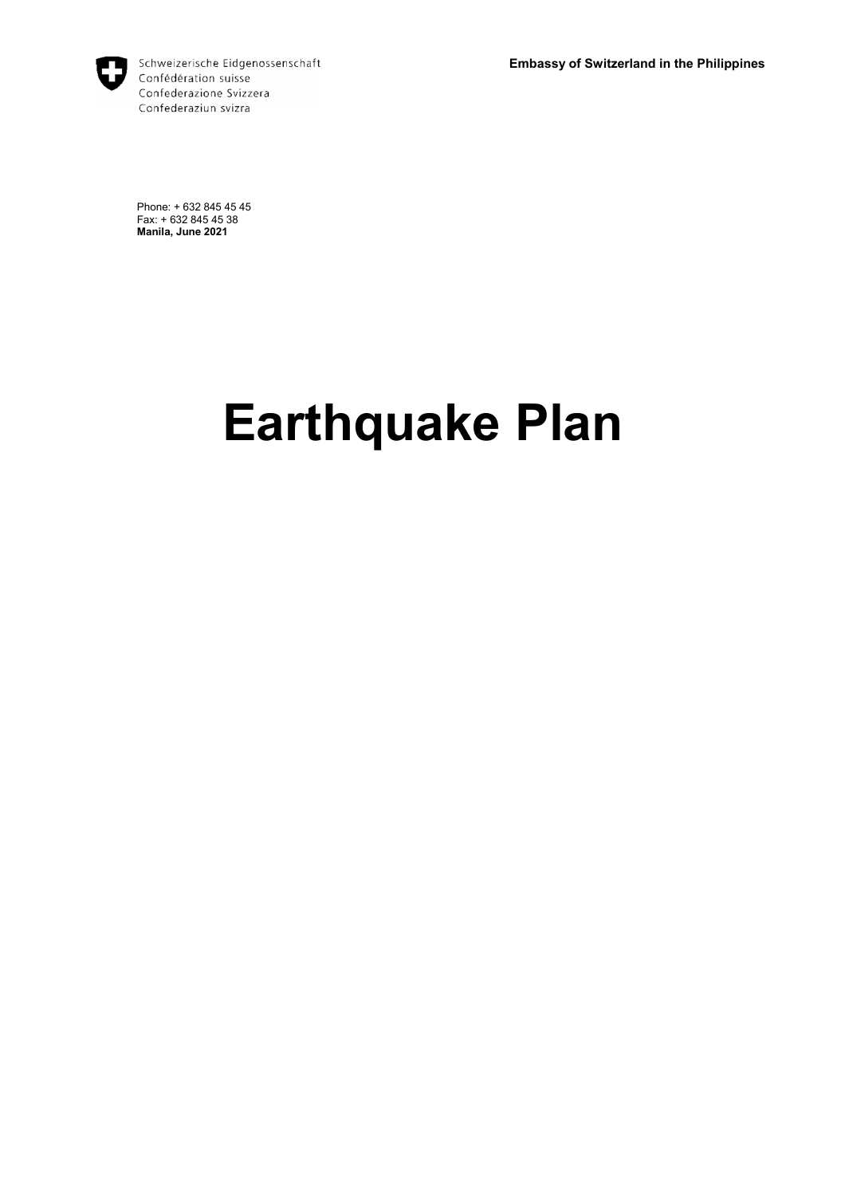Schweizerische Eidgenossenschaft
Confédération suisse
Confederazione Svizzera
Confederaziun svizra

**Embassy of Switzerland in the Philippines**

Phone: + 632 845 45 45
Fax: + 632 845 45 38
**Manila, June 2021**

# Earthquake Plan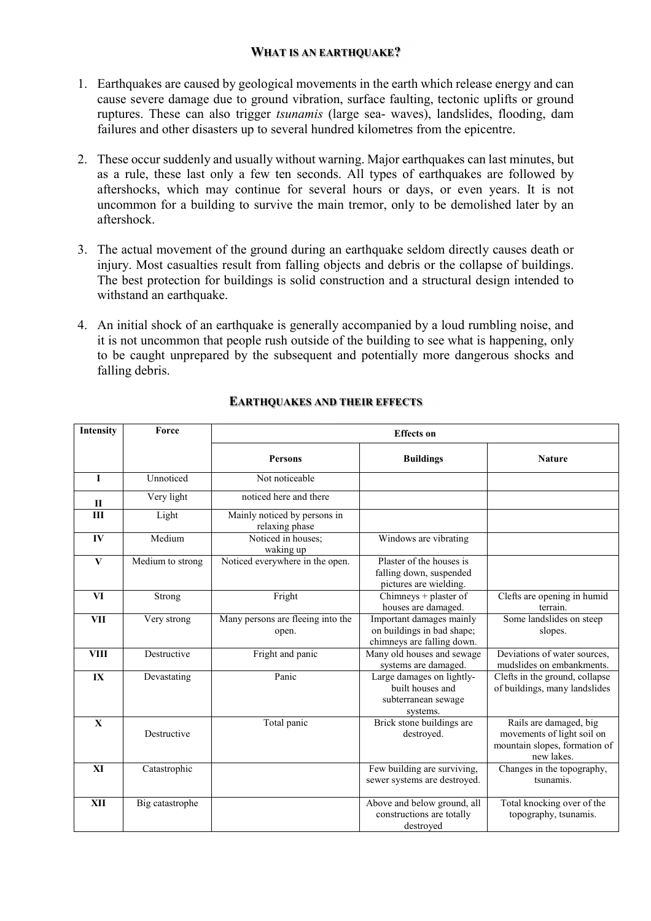## What is an earthquake?

1. Earthquakes are caused by geological movements in the earth which release energy and can cause severe damage due to ground vibration, surface faulting, tectonic uplifts or ground ruptures. These can also trigger *tsunamis* (large sea- waves), landslides, flooding, dam failures and other disasters up to several hundred kilometres from the epicentre.

2. These occur suddenly and usually without warning. Major earthquakes can last minutes, but as a rule, these last only a few ten seconds. All types of earthquakes are followed by aftershocks, which may continue for several hours or days, or even years. It is not uncommon for a building to survive the main tremor, only to be demolished later by an aftershock.

3. The actual movement of the ground during an earthquake seldom directly causes death or injury. Most casualties result from falling objects and debris or the collapse of buildings. The best protection for buildings is solid construction and a structural design intended to withstand an earthquake.

4. An initial shock of an earthquake is generally accompanied by a loud rumbling noise, and it is not uncommon that people rush outside of the building to see what is happening, only to be caught unprepared by the subsequent and potentially more dangerous shocks and falling debris.

## Earthquakes and their effects

| Intensity | Force | Effects on | | |
|---|---|---|---|---|
| | | **Persons** | **Buildings** | **Nature** |
| **I** | Unnoticed | Not noticeable | | |
| **II** | Very light | noticed here and there | | |
| **III** | Light | Mainly noticed by persons in relaxing phase | | |
| **IV** | Medium | Noticed in houses; waking up | Windows are vibrating | |
| **V** | Medium to strong | Noticed everywhere in the open. | Plaster of the houses is falling down, suspended pictures are wielding. | |
| **VI** | Strong | Fright | Chimneys + plaster of houses are damaged. | Clefts are opening in humid terrain. |
| **VII** | Very strong | Many persons are fleeing into the open. | Important damages mainly on buildings in bad shape; chimneys are falling down. | Some landslides on steep slopes. |
| **VIII** | Destructive | Fright and panic | Many old houses and sewage systems are damaged. | Deviations of water sources, mudslides on embankments. |
| **IX** | Devastating | Panic | Large damages on lightly-built houses and subterranean sewage systems. | Clefts in the ground, collapse of buildings, many landslides |
| **X** | Destructive | Total panic | Brick stone buildings are destroyed. | Rails are damaged, big movements of light soil on mountain slopes, formation of new lakes. |
| **XI** | Catastrophic | | Few building are surviving, sewer systems are destroyed. | Changes in the topography, tsunamis. |
| **XII** | Big catastrophe | | Above and below ground, all constructions are totally destroyed | Total knocking over of the topography, tsunamis. |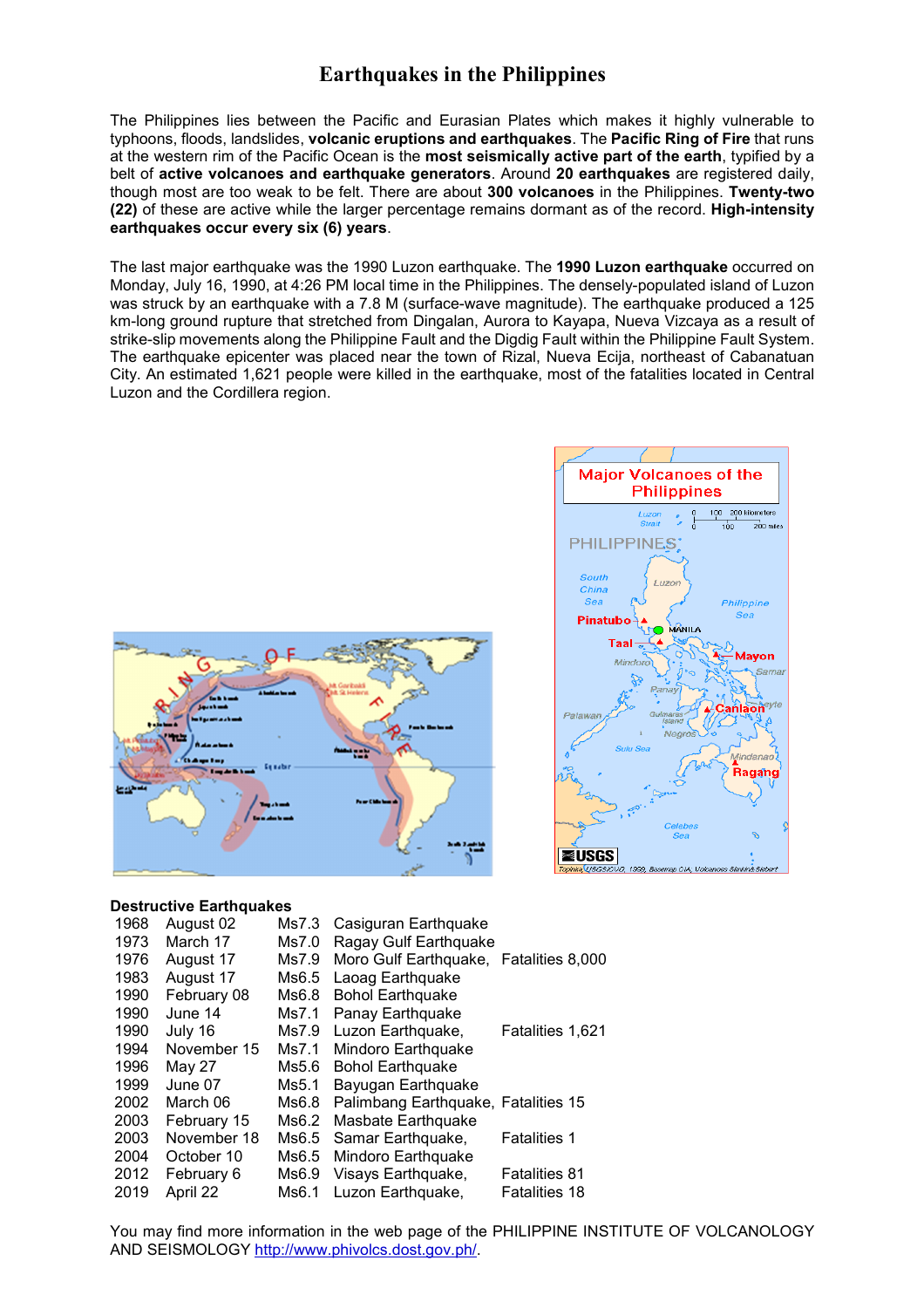# Earthquakes in the Philippines

The Philippines lies between the Pacific and Eurasian Plates which makes it highly vulnerable to typhoons, floods, landslides, **volcanic eruptions and earthquakes**. The **Pacific Ring of Fire** that runs at the western rim of the Pacific Ocean is the **most seismically active part of the earth**, typified by a belt of **active volcanoes and earthquake generators**. Around **20 earthquakes** are registered daily, though most are too weak to be felt. There are about **300 volcanoes** in the Philippines. **Twenty-two (22)** of these are active while the larger percentage remains dormant as of the record. **High-intensity earthquakes occur every six (6) years**.

The last major earthquake was the 1990 Luzon earthquake. The **1990 Luzon earthquake** occurred on Monday, July 16, 1990, at 4:26 PM local time in the Philippines. The densely-populated island of Luzon was struck by an earthquake with a 7.8 M (surface-wave magnitude). The earthquake produced a 125 km-long ground rupture that stretched from Dingalan, Aurora to Kayapa, Nueva Vizcaya as a result of strike-slip movements along the Philippine Fault and the Digdig Fault within the Philippine Fault System. The earthquake epicenter was placed near the town of Rizal, Nueva Ecija, northeast of Cabanatuan City. An estimated 1,621 people were killed in the earthquake, most of the fatalities located in Central Luzon and the Cordillera region.

**Destructive Earthquakes**

| Year | Date | Magnitude | Earthquake | Fatalities |
|---|---|---|---|---|
| 1968 | August 02 | Ms7.3 | Casiguran Earthquake | |
| 1973 | March 17 | Ms7.0 | Ragay Gulf Earthquake | |
| 1976 | August 17 | Ms7.9 | Moro Gulf Earthquake, | Fatalities 8,000 |
| 1983 | August 17 | Ms6.5 | Laoag Earthquake | |
| 1990 | February 08 | Ms6.8 | Bohol Earthquake | |
| 1990 | June 14 | Ms7.1 | Panay Earthquake | |
| 1990 | July 16 | Ms7.9 | Luzon Earthquake, | Fatalities 1,621 |
| 1994 | November 15 | Ms7.1 | Mindoro Earthquake | |
| 1996 | May 27 | Ms5.6 | Bohol Earthquake | |
| 1999 | June 07 | Ms5.1 | Bayugan Earthquake | |
| 2002 | March 06 | Ms6.8 | Palimbang Earthquake, | Fatalities 15 |
| 2003 | February 15 | Ms6.2 | Masbate Earthquake | |
| 2003 | November 18 | Ms6.5 | Samar Earthquake, | Fatalities 1 |
| 2004 | October 10 | Ms6.5 | Mindoro Earthquake | |
| 2012 | February 6 | Ms6.9 | Visays Earthquake, | Fatalities 81 |
| 2019 | April 22 | Ms6.1 | Luzon Earthquake, | Fatalities 18 |

You may find more information in the web page of the PHILIPPINE INSTITUTE OF VOLCANOLOGY AND SEISMOLOGY http://www.phivolcs.dost.gov.ph/.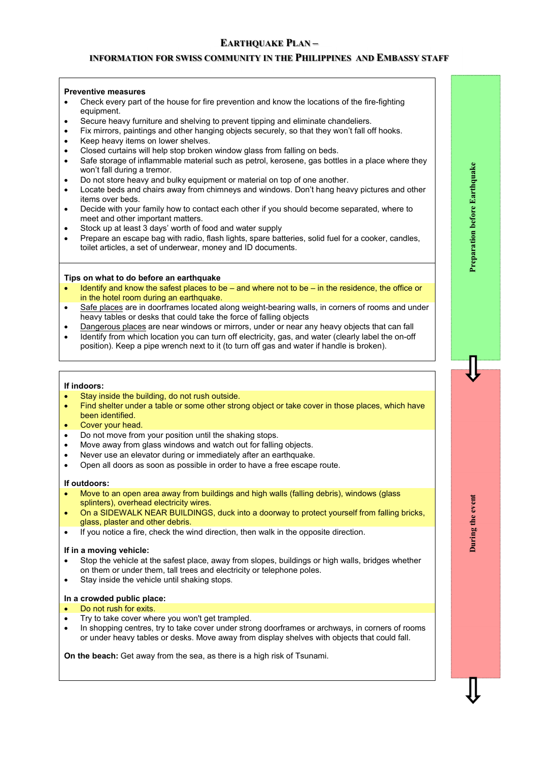# EARTHQUAKE PLAN –

## INFORMATION FOR SWISS COMMUNITY IN THE PHILIPPINES AND EMBASSY STAFF

*Preparation before Earthquake*

**Preventive measures**

- Check every part of the house for fire prevention and know the locations of the fire-fighting equipment.
- Secure heavy furniture and shelving to prevent tipping and eliminate chandeliers.
- Fix mirrors, paintings and other hanging objects securely, so that they won't fall off hooks.
- Keep heavy items on lower shelves.
- Closed curtains will help stop broken window glass from falling on beds.
- Safe storage of inflammable material such as petrol, kerosene, gas bottles in a place where they won't fall during a tremor.
- Do not store heavy and bulky equipment or material on top of one another.
- Locate beds and chairs away from chimneys and windows. Don't hang heavy pictures and other items over beds.
- Decide with your family how to contact each other if you should become separated, where to meet and other important matters.
- Stock up at least 3 days' worth of food and water supply
- Prepare an escape bag with radio, flash lights, spare batteries, solid fuel for a cooker, candles, toilet articles, a set of underwear, money and ID documents.

**Tips on what to do before an earthquake**

- Identify and know the safest places to be – and where not to be – in the residence, the office or in the hotel room during an earthquake.
- Safe places are in doorframes located along weight-bearing walls, in corners of rooms and under heavy tables or desks that could take the force of falling objects
- Dangerous places are near windows or mirrors, under or near any heavy objects that can fall
- Identify from which location you can turn off electricity, gas, and water (clearly label the on-off position). Keep a pipe wrench next to it (to turn off gas and water if handle is broken).

*During the event*

**If indoors:**

- Stay inside the building, do not rush outside.
- Find shelter under a table or some other strong object or take cover in those places, which have been identified.
- Cover your head.
- Do not move from your position until the shaking stops.
- Move away from glass windows and watch out for falling objects.
- Never use an elevator during or immediately after an earthquake.
- Open all doors as soon as possible in order to have a free escape route.

**If outdoors:**

- Move to an open area away from buildings and high walls (falling debris), windows (glass splinters), overhead electricity wires.
- On a SIDEWALK NEAR BUILDINGS, duck into a doorway to protect yourself from falling bricks, glass, plaster and other debris.
- If you notice a fire, check the wind direction, then walk in the opposite direction.

**If in a moving vehicle:**

- Stop the vehicle at the safest place, away from slopes, buildings or high walls, bridges whether on them or under them, tall trees and electricity or telephone poles.
- Stay inside the vehicle until shaking stops.

**In a crowded public place:**

- Do not rush for exits.
- Try to take cover where you won't get trampled.
- In shopping centres, try to take cover under strong doorframes or archways, in corners of rooms or under heavy tables or desks. Move away from display shelves with objects that could fall.

**On the beach:** Get away from the sea, as there is a high risk of Tsunami.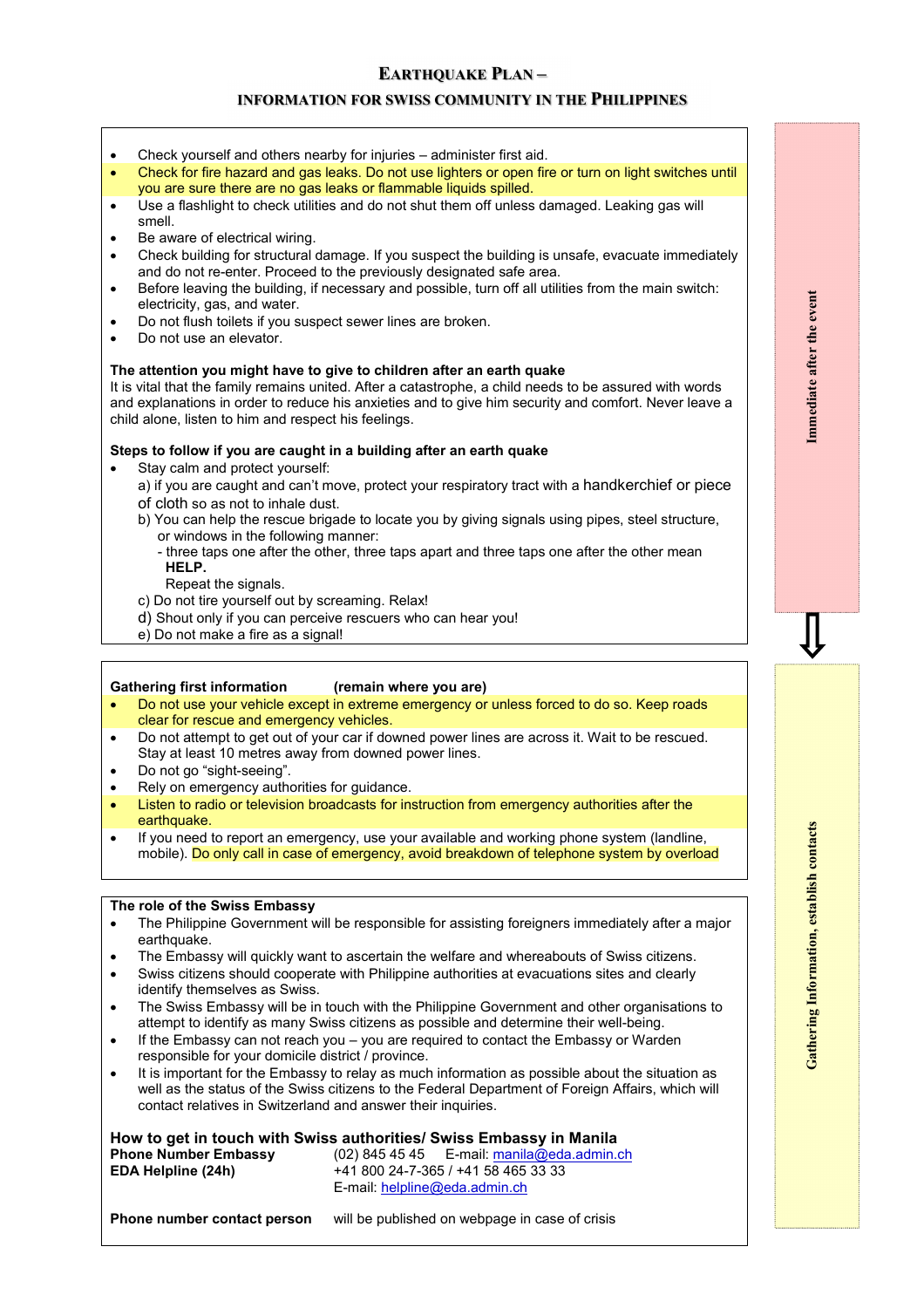# Earthquake Plan – Information for Swiss Community in the Philippines

- Check yourself and others nearby for injuries – administer first aid.
- Check for fire hazard and gas leaks. Do not use lighters or open fire or turn on light switches until you are sure there are no gas leaks or flammable liquids spilled.
- Use a flashlight to check utilities and do not shut them off unless damaged. Leaking gas will smell.
- Be aware of electrical wiring.
- Check building for structural damage. If you suspect the building is unsafe, evacuate immediately and do not re-enter. Proceed to the previously designated safe area.
- Before leaving the building, if necessary and possible, turn off all utilities from the main switch: electricity, gas, and water.
- Do not flush toilets if you suspect sewer lines are broken.
- Do not use an elevator.

**The attention you might have to give to children after an earth quake**

It is vital that the family remains united. After a catastrophe, a child needs to be assured with words and explanations in order to reduce his anxieties and to give him security and comfort. Never leave a child alone, listen to him and respect his feelings.

**Steps to follow if you are caught in a building after an earth quake**

- Stay calm and protect yourself:

  a) if you are caught and can't move, protect your respiratory tract with a handkerchief or piece of cloth so as not to inhale dust.

  b) You can help the rescue brigade to locate you by giving signals using pipes, steel structure, or windows in the following manner:

  - three taps one after the other, three taps apart and three taps one after the other mean **HELP.**

    Repeat the signals.

  c) Do not tire yourself out by screaming. Relax!

  d) Shout only if you can perceive rescuers who can hear you!

  e) Do not make a fire as a signal!

*Immediate after the event*

**Gathering first information** **(remain where you are)**

- Do not use your vehicle except in extreme emergency or unless forced to do so. Keep roads clear for rescue and emergency vehicles.
- Do not attempt to get out of your car if downed power lines are across it. Wait to be rescued. Stay at least 10 metres away from downed power lines.
- Do not go "sight-seeing".
- Rely on emergency authorities for guidance.
- Listen to radio or television broadcasts for instruction from emergency authorities after the earthquake.
- If you need to report an emergency, use your available and working phone system (landline, mobile). Do only call in case of emergency, avoid breakdown of telephone system by overload

**The role of the Swiss Embassy**

- The Philippine Government will be responsible for assisting foreigners immediately after a major earthquake.
- The Embassy will quickly want to ascertain the welfare and whereabouts of Swiss citizens.
- Swiss citizens should cooperate with Philippine authorities at evacuations sites and clearly identify themselves as Swiss.
- The Swiss Embassy will be in touch with the Philippine Government and other organisations to attempt to identify as many Swiss citizens as possible and determine their well-being.
- If the Embassy can not reach you – you are required to contact the Embassy or Warden responsible for your domicile district / province.
- It is important for the Embassy to relay as much information as possible about the situation as well as the status of the Swiss citizens to the Federal Department of Foreign Affairs, which will contact relatives in Switzerland and answer their inquiries.

**How to get in touch with Swiss authorities/ Swiss Embassy in Manila**

| | |
|---|---|
| **Phone Number Embassy** | (02) 845 45 45 E-mail: manila@eda.admin.ch |
| **EDA Helpline (24h)** | +41 800 24-7-365 / +41 58 465 33 33<br>E-mail: helpline@eda.admin.ch |
| **Phone number contact person** | will be published on webpage in case of crisis |

*Gathering Information, establish contacts*